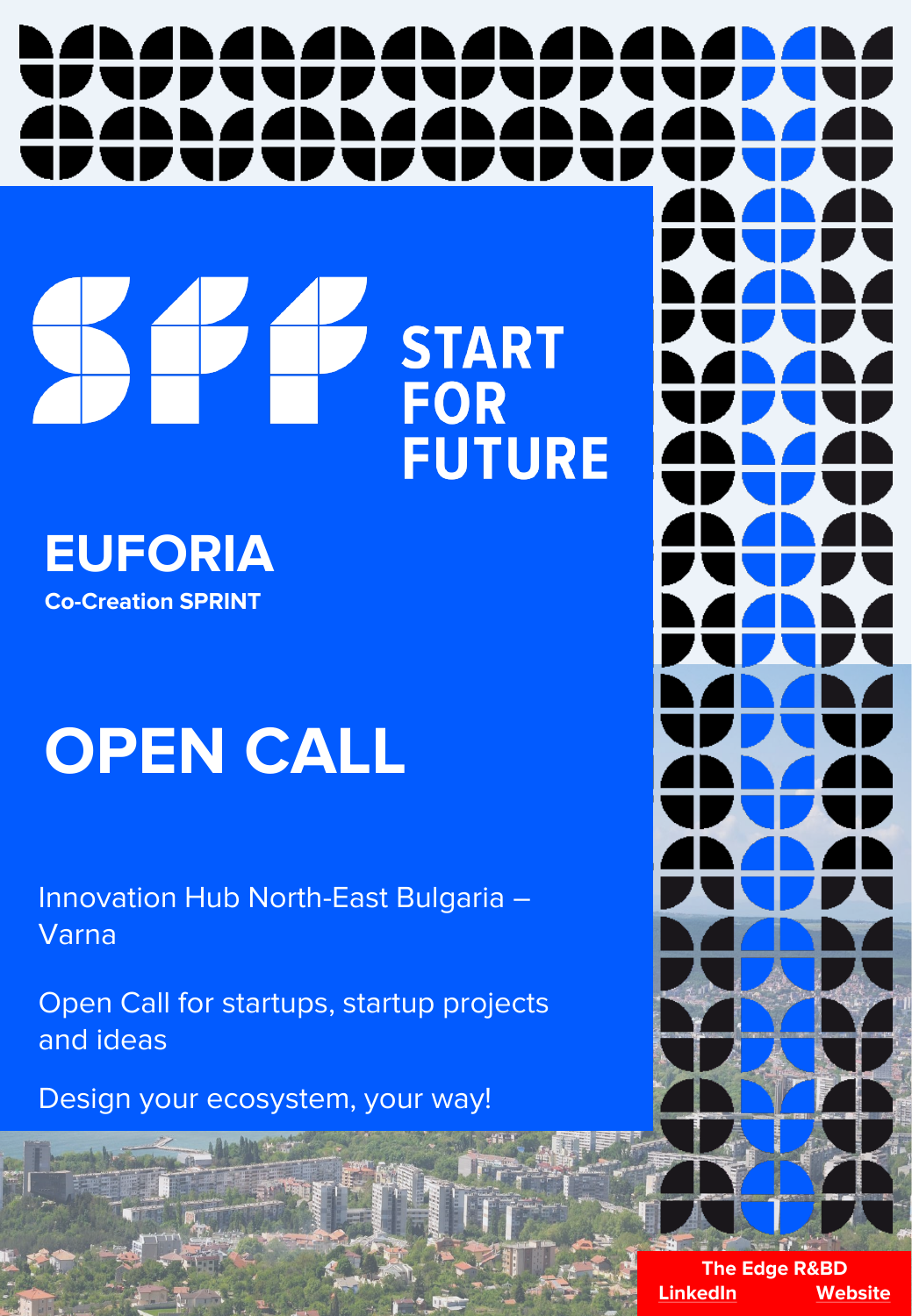# START FOR FUTURE

## EUFORIA

**Co-Creation SPRINT**

# OPEN CALL

Innovation Hub North-East Bulgaria – Varna

Open Call for startups, startup projects and ideas

Design your ecosystem, your way!

**The Edge R&BD**

**LinkedIn** **Website**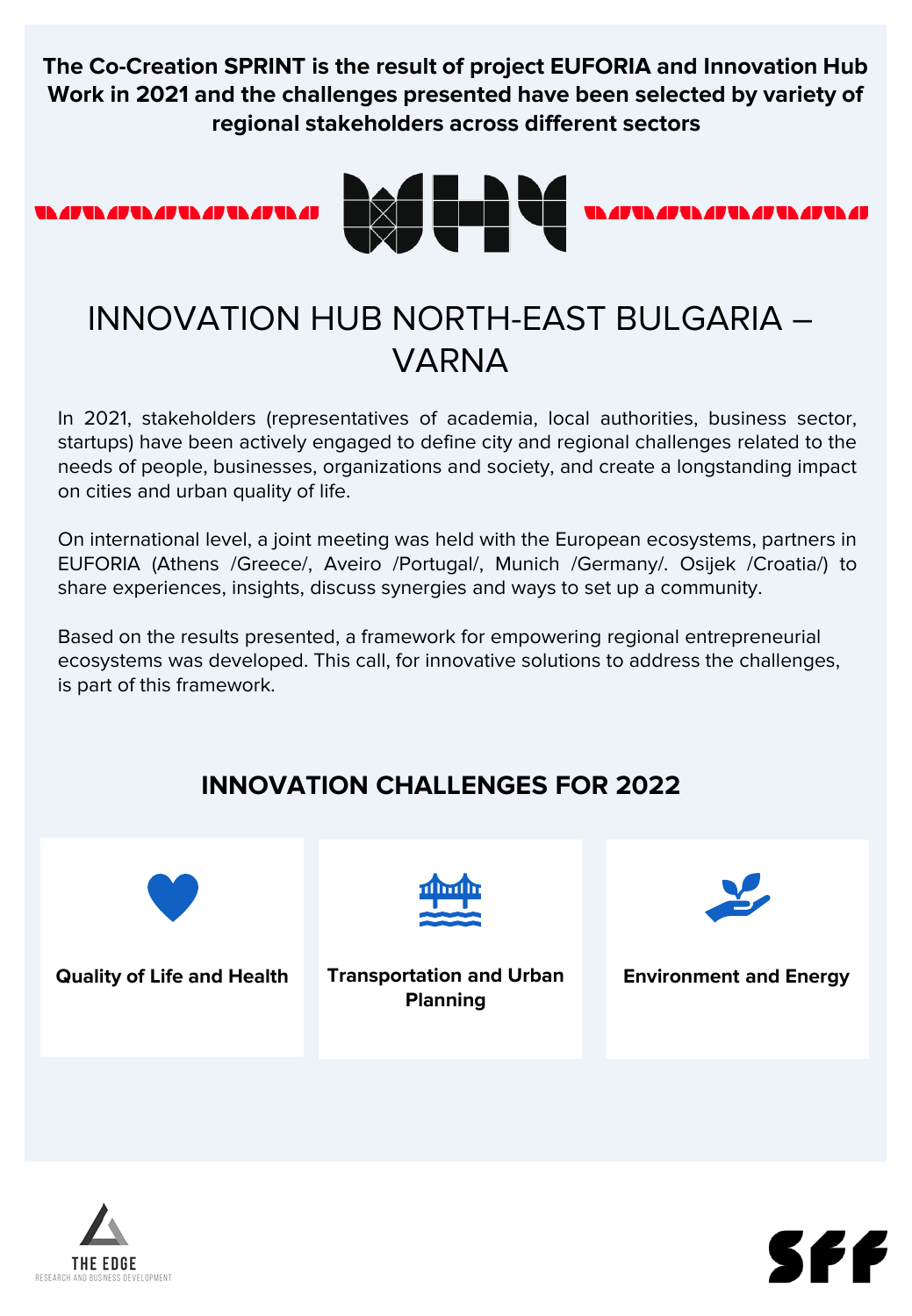**The Co-Creation SPRINT is the result of project EUFORIA and Innovation Hub Work in 2021 and the challenges presented have been selected by variety of regional stakeholders across different sectors**

# INNOVATION HUB NORTH-EAST BULGARIA – VARNA

In 2021, stakeholders (representatives of academia, local authorities, business sector, startups) have been actively engaged to define city and regional challenges related to the needs of people, businesses, organizations and society, and create a longstanding impact on cities and urban quality of life.

On international level, a joint meeting was held with the European ecosystems, partners in EUFORIA (Athens /Greece/, Aveiro /Portugal/, Munich /Germany/. Osijek /Croatia/) to share experiences, insights, discuss synergies and ways to set up a community.

Based on the results presented, a framework for empowering regional entrepreneurial ecosystems was developed. This call, for innovative solutions to address the challenges, is part of this framework.

## INNOVATION CHALLENGES FOR 2022

**Quality of Life and Health**

**Transportation and Urban Planning**

**Environment and Energy**

THE EDGE
RESEARCH AND BUSINESS DEVELOPMENT

SFF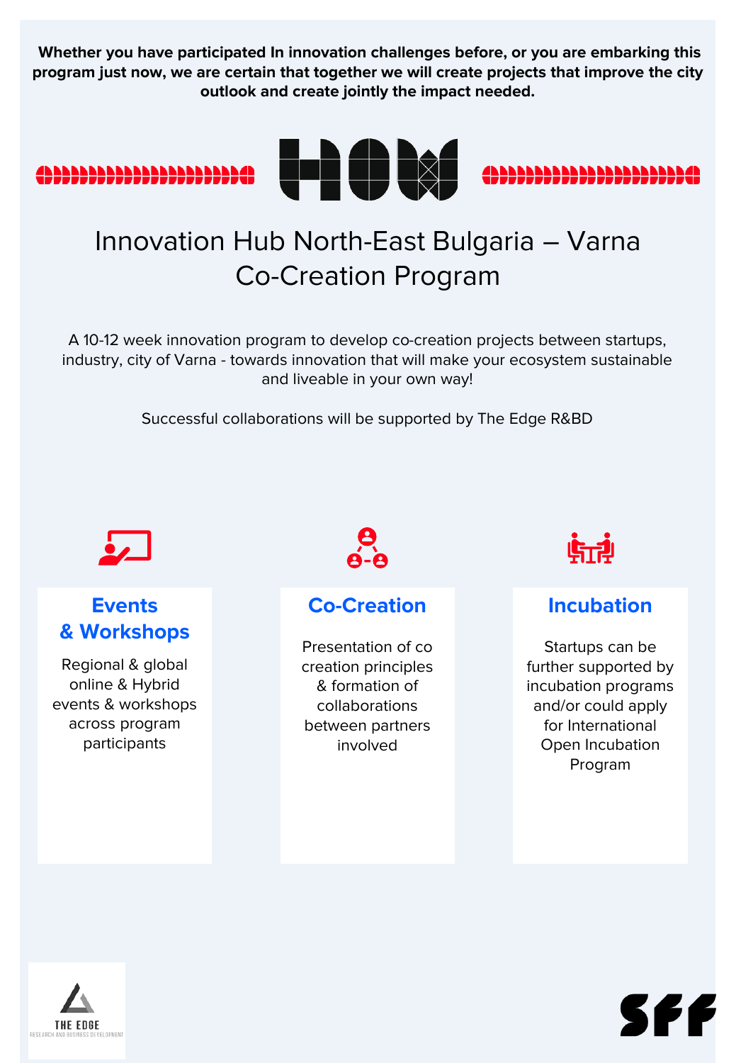**Whether you have participated In innovation challenges before, or you are embarking this program just now, we are certain that together we will create projects that improve the city outlook and create jointly the impact needed.**

HOW

# Innovation Hub North-East Bulgaria – Varna Co-Creation Program

A 10-12 week innovation program to develop co-creation projects between startups, industry, city of Varna - towards innovation that will make your ecosystem sustainable and liveable in your own way!

Successful collaborations will be supported by The Edge R&BD

## Events & Workshops

Regional & global online & Hybrid events & workshops across program participants

## Co-Creation

Presentation of co creation principles & formation of collaborations between partners involved

## Incubation

Startups can be further supported by incubation programs and/or could apply for International Open Incubation Program

THE EDGE
RESEARCH AND BUSINESS DEVELOPMENT

SFF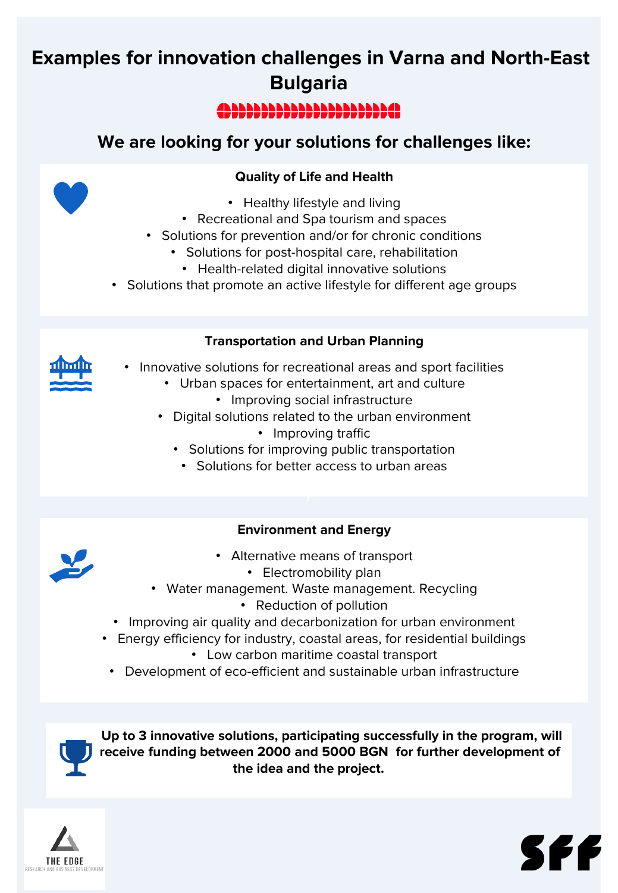# Examples for innovation challenges in Varna and North-East Bulgaria

## We are looking for your solutions for challenges like:

### Quality of Life and Health

- Healthy lifestyle and living
- Recreational and Spa tourism and spaces
- Solutions for prevention and/or for chronic conditions
- Solutions for post-hospital care, rehabilitation
- Health-related digital innovative solutions
- Solutions that promote an active lifestyle for different age groups

### Transportation and Urban Planning

- Innovative solutions for recreational areas and sport facilities
- Urban spaces for entertainment, art and culture
- Improving social infrastructure
- Digital solutions related to the urban environment
- Improving traffic
- Solutions for improving public transportation
- Solutions for better access to urban areas

### Environment and Energy

- Alternative means of transport
- Electromobility plan
- Water management. Waste management. Recycling
- Reduction of pollution
- Improving air quality and decarbonization for urban environment
- Energy efficiency for industry, coastal areas, for residential buildings
- Low carbon maritime coastal transport
- Development of eco-efficient and sustainable urban infrastructure

**Up to 3 innovative solutions, participating successfully in the program, will receive funding between 2000 and 5000 BGN for further development of the idea and the project.**

THE EDGE
RESEARCH AND BUSINESS DEVELOPMENT

SFF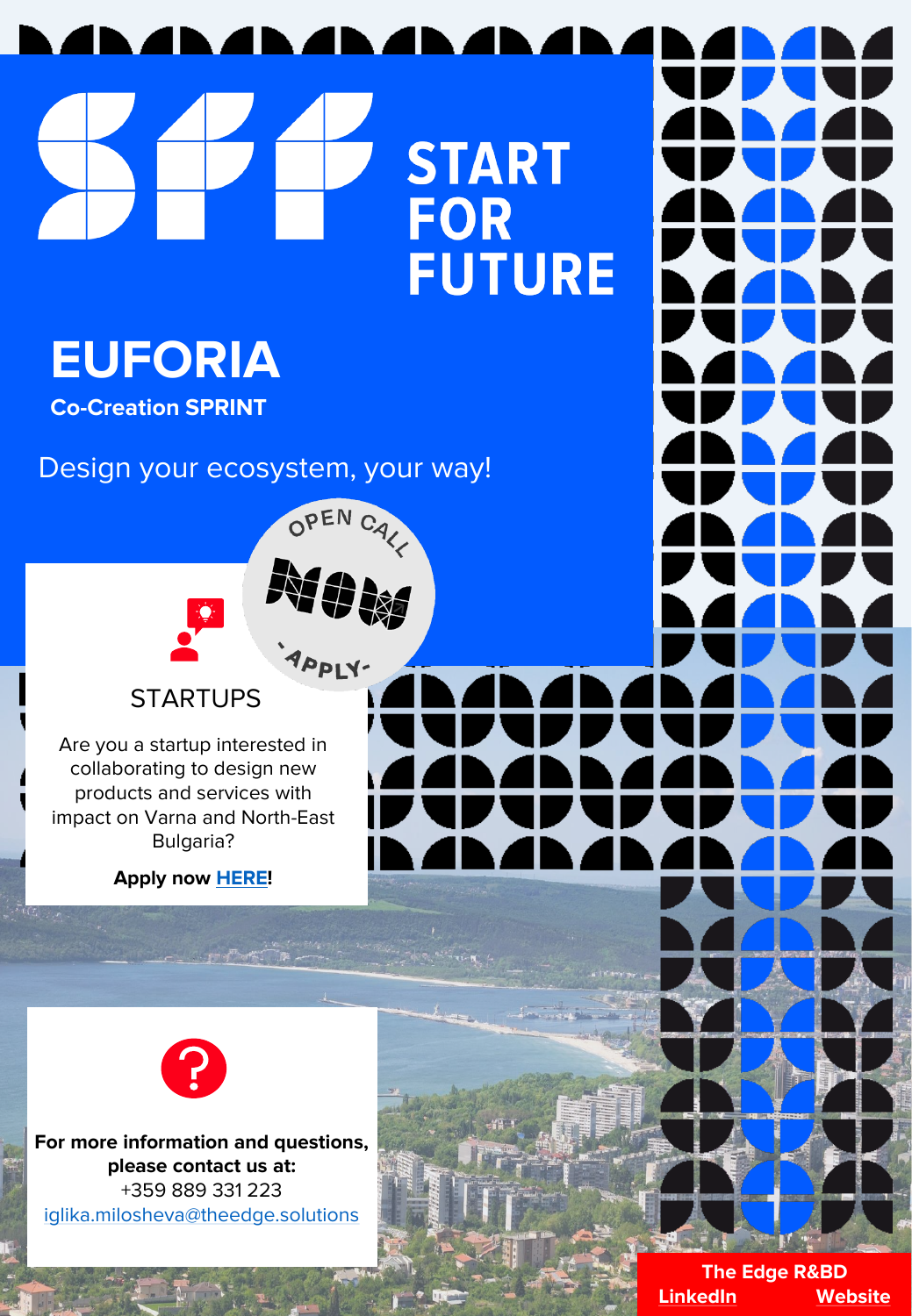# SFF START FOR FUTURE

## EUFORIA

**Co-Creation SPRINT**

Design your ecosystem, your way!

OPEN CALL NOW - APPLY -

### STARTUPS

Are you a startup interested in collaborating to design new products and services with impact on Varna and North-East Bulgaria?

**Apply now HERE!**

**For more information and questions, please contact us at:**
+359 889 331 223
iglika.milosheva@theedge.solutions

**The Edge R&BD**
**LinkedIn** **Website**